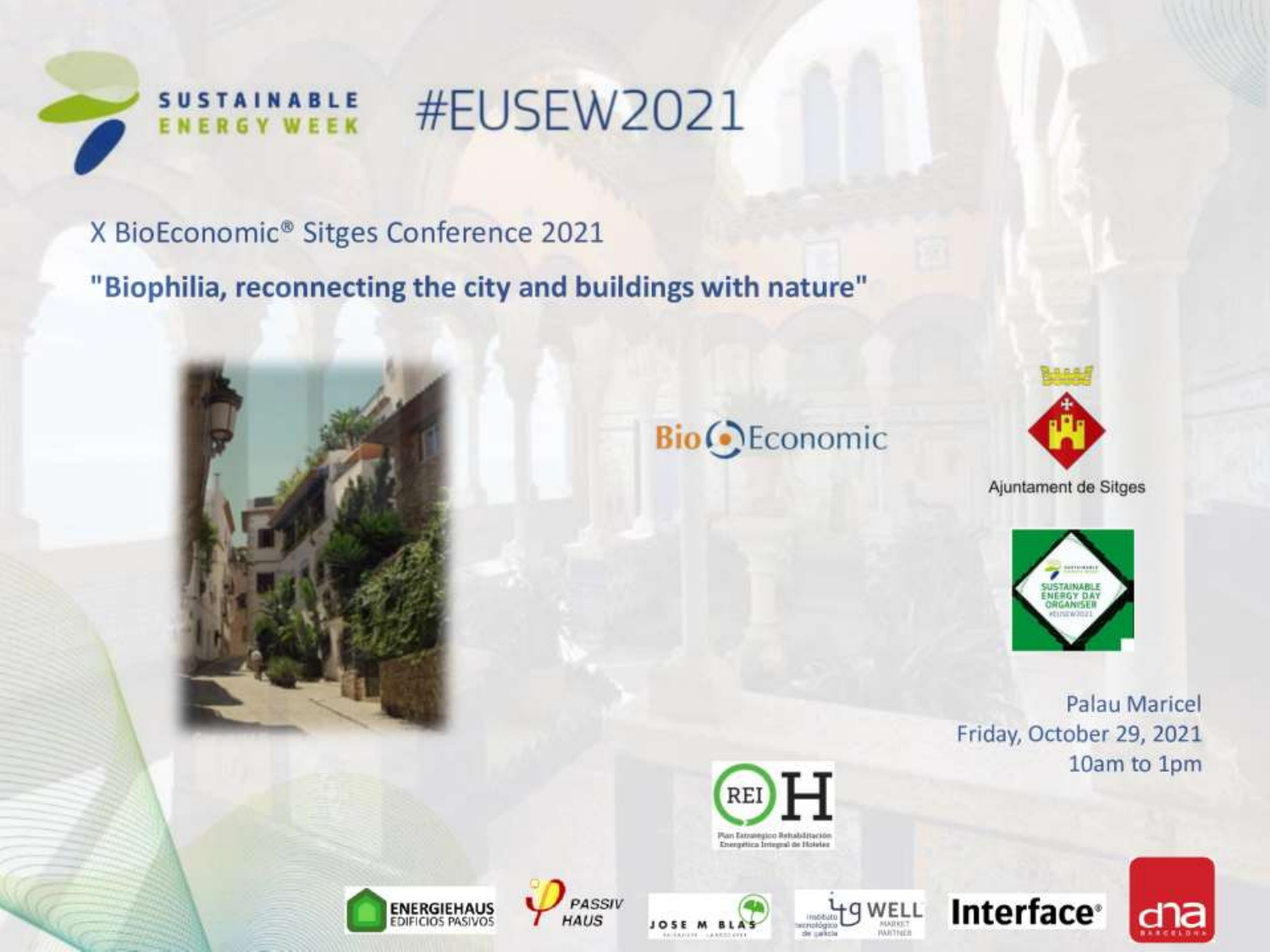SUSTAINABLE ENERGY WEEK

# #EUSEW2021

X BioEconomic® Sitges Conference 2021

**"Biophilia, reconnecting the city and buildings with nature"**

BioEconomic

Ajuntament de Sitges

SUSTAINABLE ENERGY DAY ORGANISER #EUSEW2021

Palau Maricel
Friday, October 29, 2021
10am to 1pm

REI H
Plan Estratégico Rehabilitación Energética Integral de Hoteles

ENERGIEHAUS EDIFICIOS PASIVOS

PASSIV HAUS

JOSE M BLAS

Instituto tecnológico de galicia WELL MARKET PARTNER

Interface®

dna BARCELONA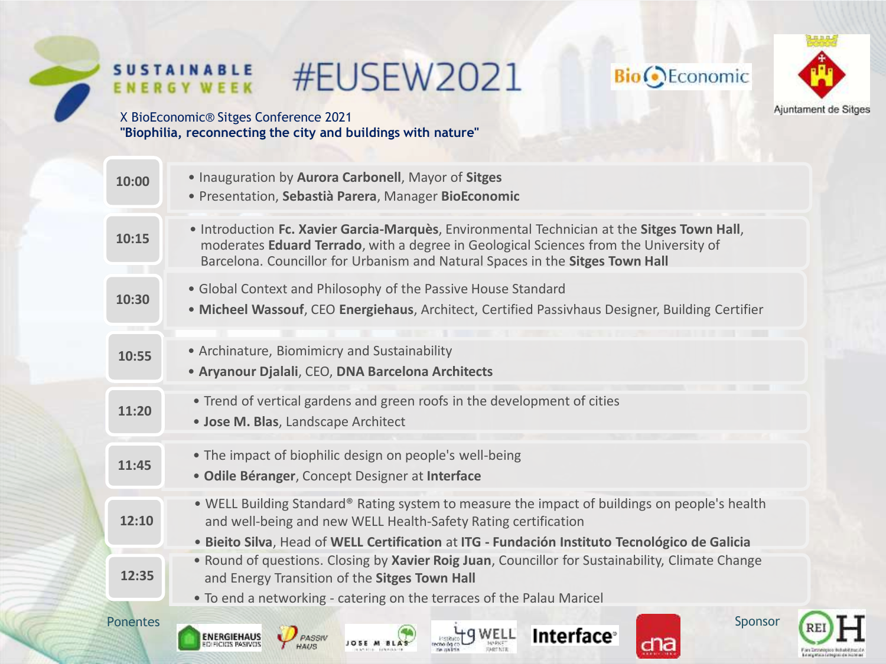# SUSTAINABLE ENERGY WEEK #EUSEW2021

Bio Economic

Ajuntament de Sitges

X BioEconomic® Sitges Conference 2021
**"Biophilia, reconnecting the city and buildings with nature"**

| | |
|---|---|
| 10:00 | • Inauguration by **Aurora Carbonell**, Mayor of **Sitges**<br>• Presentation, **Sebastià Parera**, Manager **BioEconomic** |
| 10:15 | • Introduction **Fc. Xavier Garcia-Marquès**, Environmental Technician at the **Sitges Town Hall**, moderates **Eduard Terrado**, with a degree in Geological Sciences from the University of Barcelona. Councillor for Urbanism and Natural Spaces in the **Sitges Town Hall** |
| 10:30 | • Global Context and Philosophy of the Passive House Standard<br>• **Micheel Wassouf**, CEO **Energiehaus**, Architect, Certified Passivhaus Designer, Building Certifier |
| 10:55 | • Archinature, Biomimicry and Sustainability<br>• **Aryanour Djalali**, CEO, **DNA Barcelona Architects** |
| 11:20 | • Trend of vertical gardens and green roofs in the development of cities<br>• **Jose M. Blas**, Landscape Architect |
| 11:45 | • The impact of biophilic design on people's well-being<br>• **Odile Béranger**, Concept Designer at **Interface** |
| 12:10 | • WELL Building Standard® Rating system to measure the impact of buildings on people's health and well-being and new WELL Health-Safety Rating certification<br>• **Bieito Silva**, Head of **WELL Certification** at **ITG - Fundación Instituto Tecnológico de Galicia** |
| 12:35 | • Round of questions. Closing by **Xavier Roig Juan**, Councillor for Sustainability, Climate Change and Energy Transition of the **Sitges Town Hall**<br>• To end a networking - catering on the terraces of the Palau Maricel |

Ponentes: ENERGIEHAUS, PASSIV HAUS, JOSE M BLAS, WELL, Interface, dna

Sponsor: REI H